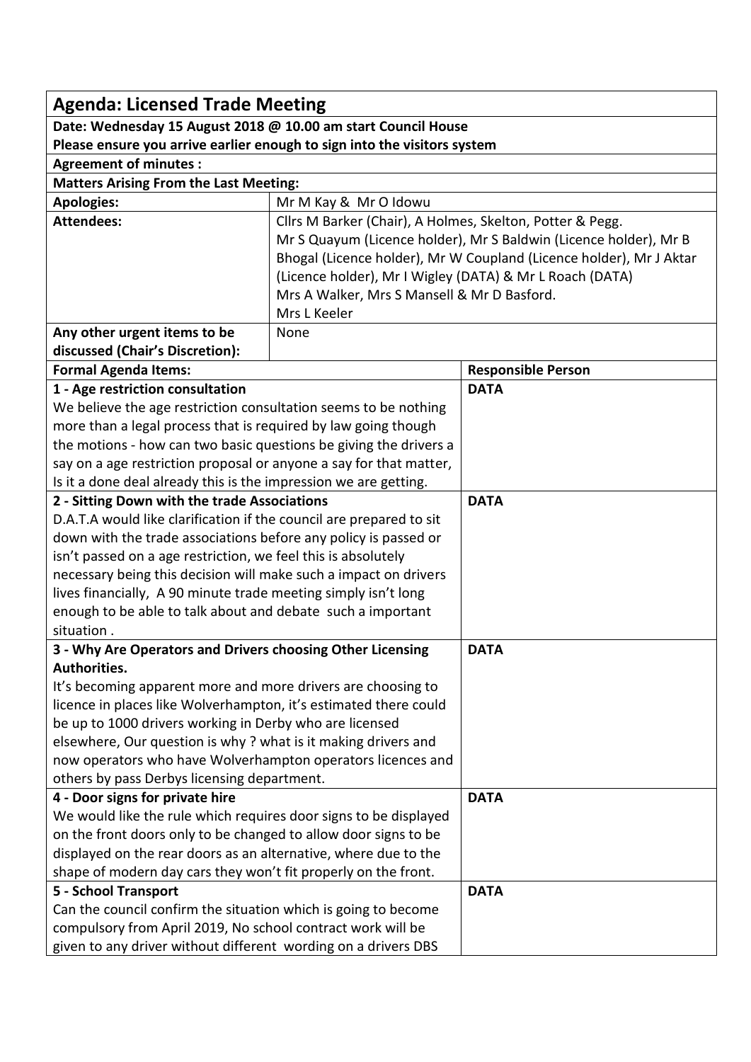| **Agenda: Licensed Trade Meeting** | | |
|---|---|---|
| **Date: Wednesday 15 August 2018 @ 10.00 am start Council House** | | |
| **Please ensure you arrive earlier enough to sign into the visitors system** | | |
| **Agreement of minutes :** | | |
| **Matters Arising From the Last Meeting:** | | |
| **Apologies:** | Mr M Kay & Mr O Idowu | |
| **Attendees:** | Cllrs M Barker (Chair), A Holmes, Skelton, Potter & Pegg.<br>Mr S Quayum (Licence holder), Mr S Baldwin (Licence holder), Mr B Bhogal (Licence holder), Mr W Coupland (Licence holder), Mr J Aktar (Licence holder), Mr I Wigley (DATA) & Mr L Roach (DATA)<br>Mrs A Walker, Mrs S Mansell & Mr D Basford.<br>Mrs L Keeler | |
| **Any other urgent items to be discussed (Chair's Discretion):** | None | |
| **Formal Agenda Items:** | | **Responsible Person** |
| **1 - Age restriction consultation**<br>We believe the age restriction consultation seems to be nothing more than a legal process that is required by law going though the motions - how can two basic questions be giving the drivers a say on a age restriction proposal or anyone a say for that matter, Is it a done deal already this is the impression we are getting. | | **DATA** |
| **2 - Sitting Down with the trade Associations**<br>D.A.T.A would like clarification if the council are prepared to sit down with the trade associations before any policy is passed or isn't passed on a age restriction, we feel this is absolutely necessary being this decision will make such a impact on drivers lives financially, A 90 minute trade meeting simply isn't long enough to be able to talk about and debate such a important situation . | | **DATA** |
| **3 - Why Are Operators and Drivers choosing Other Licensing Authorities.**<br>It's becoming apparent more and more drivers are choosing to licence in places like Wolverhampton, it's estimated there could be up to 1000 drivers working in Derby who are licensed elsewhere, Our question is why ? what is it making drivers and now operators who have Wolverhampton operators licences and others by pass Derbys licensing department. | | **DATA** |
| **4 - Door signs for private hire**<br>We would like the rule which requires door signs to be displayed on the front doors only to be changed to allow door signs to be displayed on the rear doors as an alternative, where due to the shape of modern day cars they won't fit properly on the front. | | **DATA** |
| **5 - School Transport**<br>Can the council confirm the situation which is going to become compulsory from April 2019, No school contract work will be given to any driver without different wording on a drivers DBS | | **DATA** |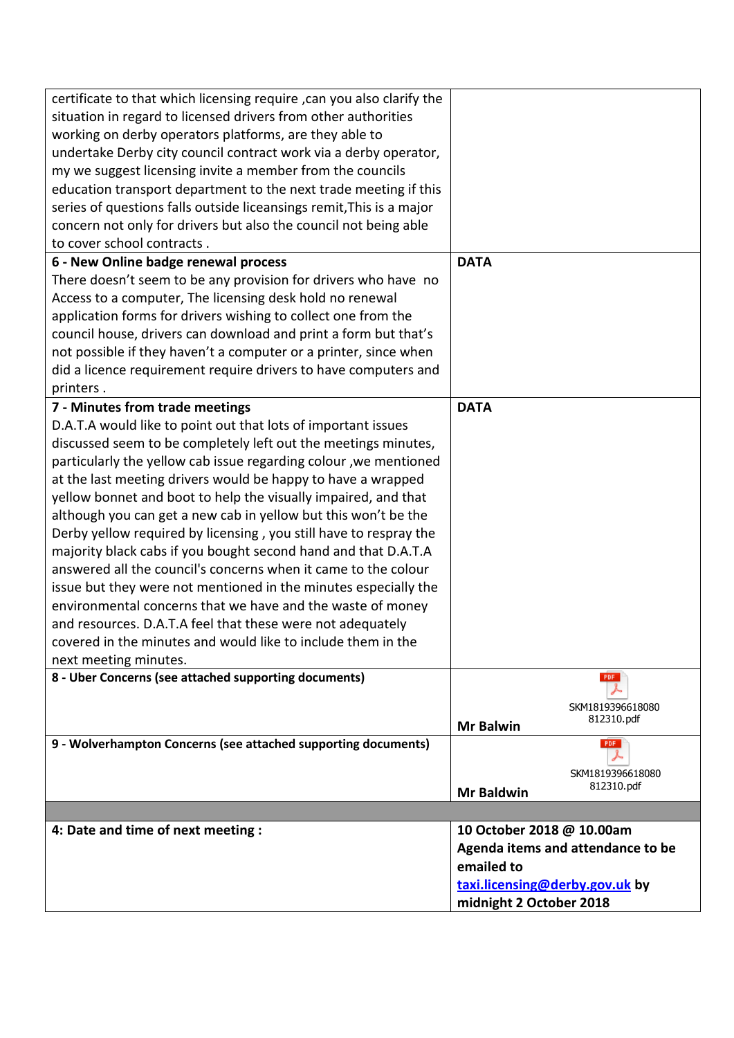| | |
|---|---|
| certificate to that which licensing require ,can you also clarify the situation in regard to licensed drivers from other authorities working on derby operators platforms, are they able to undertake Derby city council contract work via a derby operator, my we suggest licensing invite a member from the councils education transport department to the next trade meeting if this series of questions falls outside liceansings remit,This is a major concern not only for drivers but also the council not being able to cover school contracts . | |
| **6 - New Online badge renewal process**<br>There doesn't seem to be any provision for drivers who have no Access to a computer, The licensing desk hold no renewal application forms for drivers wishing to collect one from the council house, drivers can download and print a form but that's not possible if they haven't a computer or a printer, since when did a licence requirement require drivers to have computers and printers . | **DATA** |
| **7 - Minutes from trade meetings**<br>D.A.T.A would like to point out that lots of important issues discussed seem to be completely left out the meetings minutes, particularly the yellow cab issue regarding colour ,we mentioned at the last meeting drivers would be happy to have a wrapped yellow bonnet and boot to help the visually impaired, and that although you can get a new cab in yellow but this won't be the Derby yellow required by licensing , you still have to respray the majority black cabs if you bought second hand and that D.A.T.A answered all the council's concerns when it came to the colour issue but they were not mentioned in the minutes especially the environmental concerns that we have and the waste of money and resources. D.A.T.A feel that these were not adequately covered in the minutes and would like to include them in the next meeting minutes. | **DATA** |
| **8 - Uber Concerns (see attached supporting documents)** | SKM1819396618080812310.pdf<br>**Mr Balwin** |
| **9 - Wolverhampton Concerns (see attached supporting documents)** | SKM1819396618080812310.pdf<br>**Mr Baldwin** |
| | |
| **4: Date and time of next meeting :** | **10 October 2018 @ 10.00am**<br>**Agenda items and attendance to be emailed to taxi.licensing@derby.gov.uk by midnight 2 October 2018** |